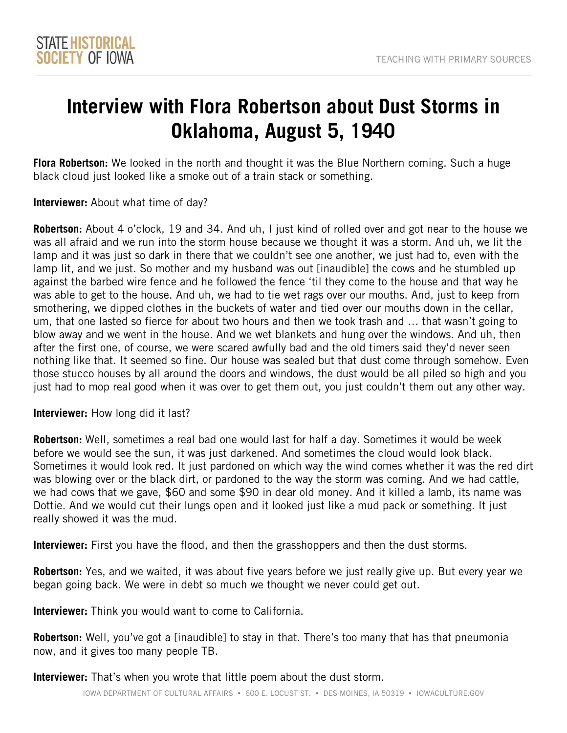# Interview with Flora Robertson about Dust Storms in Oklahoma, August 5, 1940

**Flora Robertson:** We looked in the north and thought it was the Blue Northern coming. Such a huge black cloud just looked like a smoke out of a train stack or something.

**Interviewer:** About what time of day?

**Robertson:** About 4 o'clock, 19 and 34. And uh, I just kind of rolled over and got near to the house we was all afraid and we run into the storm house because we thought it was a storm. And uh, we lit the lamp and it was just so dark in there that we couldn't see one another, we just had to, even with the lamp lit, and we just. So mother and my husband was out [inaudible] the cows and he stumbled up against the barbed wire fence and he followed the fence 'til they come to the house and that way he was able to get to the house. And uh, we had to tie wet rags over our mouths. And, just to keep from smothering, we dipped clothes in the buckets of water and tied over our mouths down in the cellar, um, that one lasted so fierce for about two hours and then we took trash and … that wasn't going to blow away and we went in the house. And we wet blankets and hung over the windows. And uh, then after the first one, of course, we were scared awfully bad and the old timers said they'd never seen nothing like that. It seemed so fine. Our house was sealed but that dust come through somehow. Even those stucco houses by all around the doors and windows, the dust would be all piled so high and you just had to mop real good when it was over to get them out, you just couldn't them out any other way.

**Interviewer:** How long did it last?

**Robertson:** Well, sometimes a real bad one would last for half a day. Sometimes it would be week before we would see the sun, it was just darkened. And sometimes the cloud would look black. Sometimes it would look red. It just pardoned on which way the wind comes whether it was the red dirt was blowing over or the black dirt, or pardoned to the way the storm was coming. And we had cattle, we had cows that we gave, $60 and some $90 in dear old money. And it killed a lamb, its name was Dottie. And we would cut their lungs open and it looked just like a mud pack or something. It just really showed it was the mud.

**Interviewer:** First you have the flood, and then the grasshoppers and then the dust storms.

**Robertson:** Yes, and we waited, it was about five years before we just really give up. But every year we began going back. We were in debt so much we thought we never could get out.

**Interviewer:** Think you would want to come to California.

**Robertson:** Well, you've got a [inaudible] to stay in that. There's too many that has that pneumonia now, and it gives too many people TB.

**Interviewer:** That's when you wrote that little poem about the dust storm.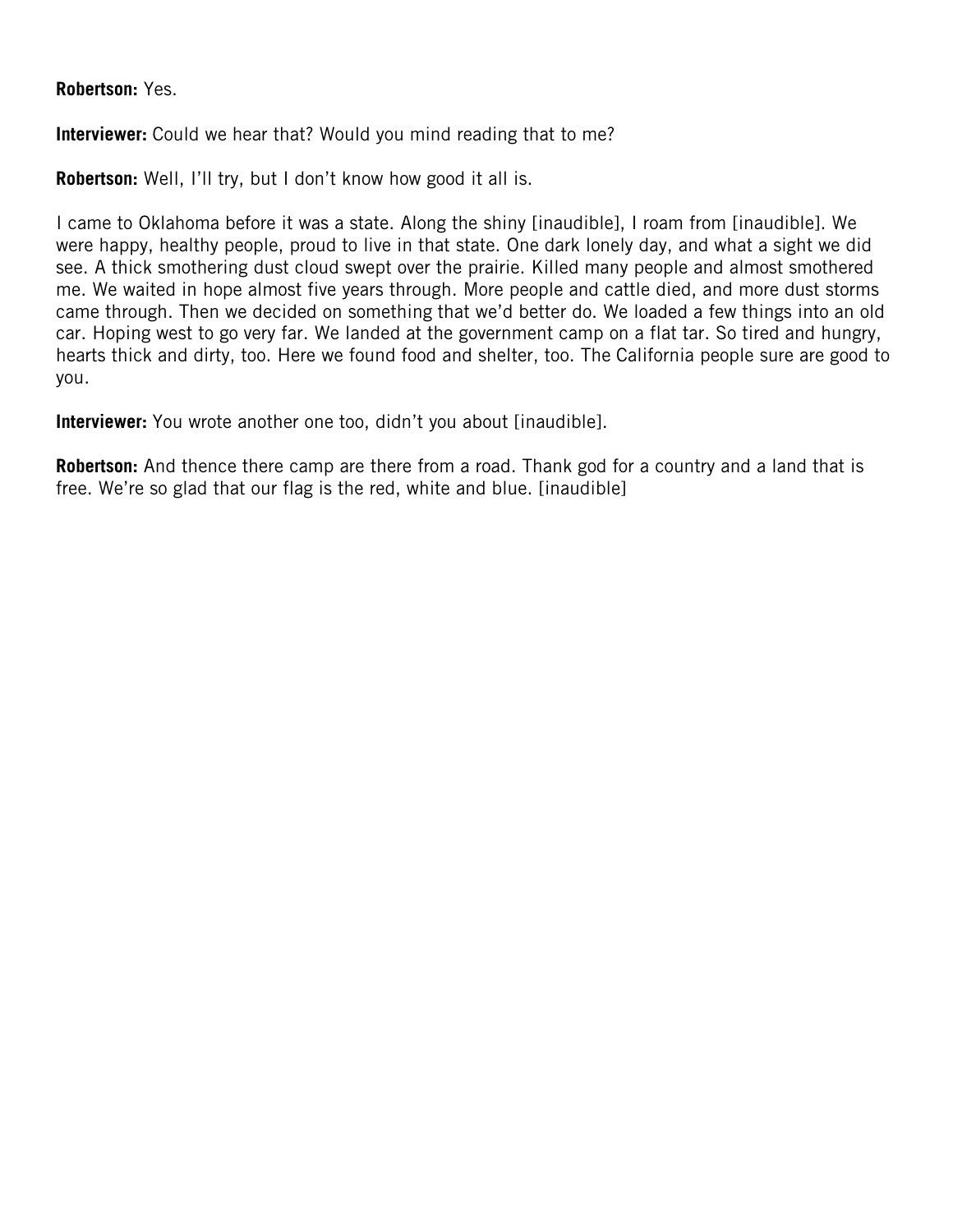**Robertson:** Yes.

**Interviewer:** Could we hear that? Would you mind reading that to me?

**Robertson:** Well, I'll try, but I don't know how good it all is.

I came to Oklahoma before it was a state. Along the shiny [inaudible], I roam from [inaudible]. We were happy, healthy people, proud to live in that state. One dark lonely day, and what a sight we did see. A thick smothering dust cloud swept over the prairie. Killed many people and almost smothered me. We waited in hope almost five years through. More people and cattle died, and more dust storms came through. Then we decided on something that we'd better do. We loaded a few things into an old car. Hoping west to go very far. We landed at the government camp on a flat tar. So tired and hungry, hearts thick and dirty, too. Here we found food and shelter, too. The California people sure are good to you.

**Interviewer:** You wrote another one too, didn't you about [inaudible].

**Robertson:** And thence there camp are there from a road. Thank god for a country and a land that is free. We're so glad that our flag is the red, white and blue. [inaudible]